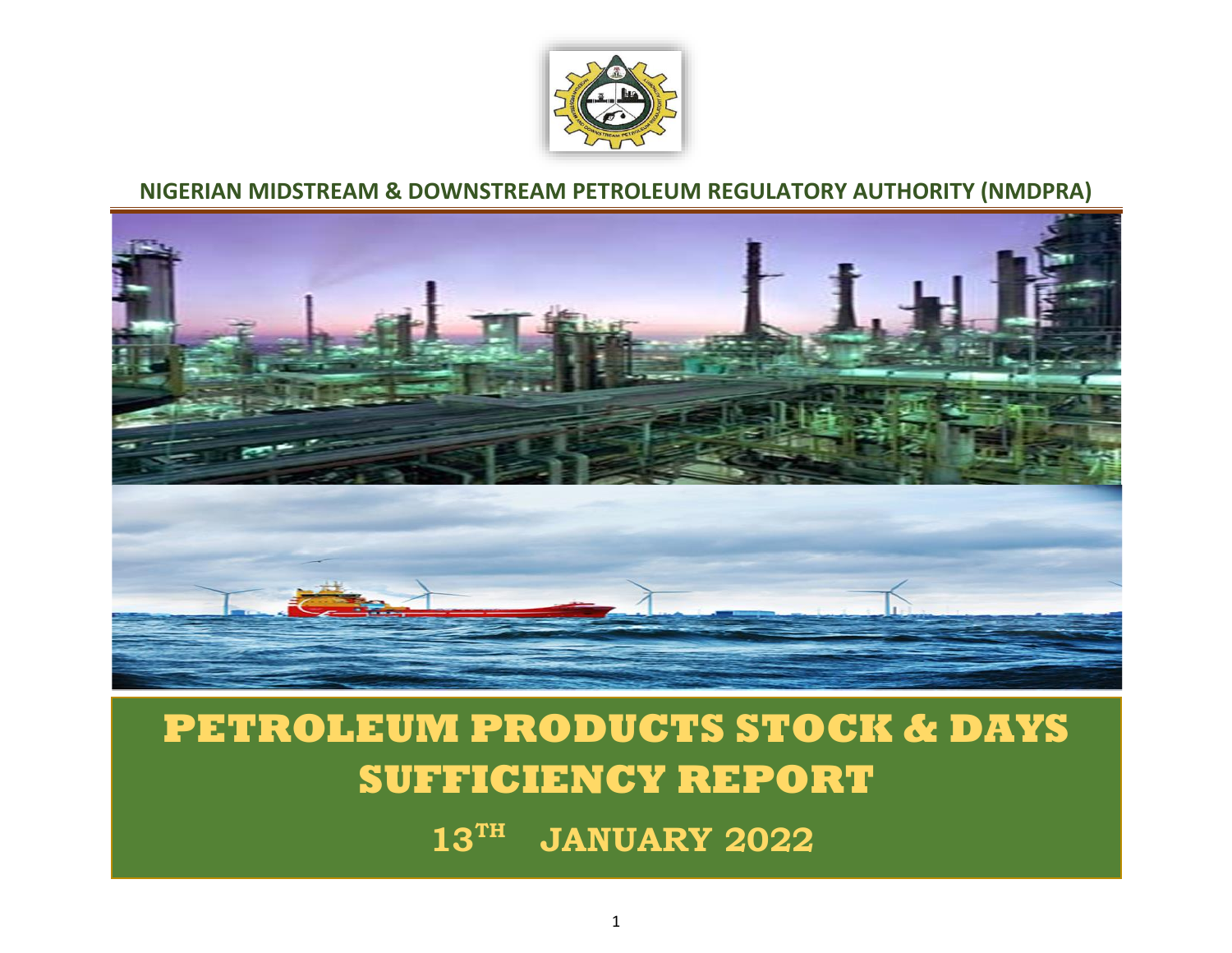**NIGERIAN MIDSTREAM & DOWNSTREAM PETROLEUM REGULATORY AUTHORITY (NMDPRA)**

# PETROLEUM PRODUCTS STOCK & DAYS SUFFICIENCY REPORT

## 13TH JANUARY 2022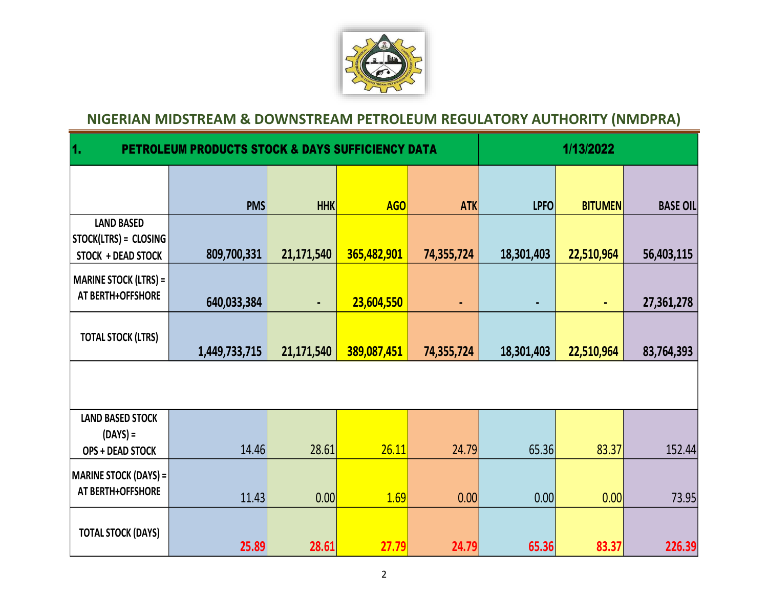## NIGERIAN MIDSTREAM & DOWNSTREAM PETROLEUM REGULATORY AUTHORITY (NMDPRA)

| 1. PETROLEUM PRODUCTS STOCK & DAYS SUFFICIENCY DATA | | | | | 1/13/2022 | | |
|---|---|---|---|---|---|---|---|
| | PMS | HHK | AGO | ATK | LPFO | BITUMEN | BASE OIL |
| LAND BASED STOCK(LTRS) = CLOSING STOCK + DEAD STOCK | 809,700,331 | 21,171,540 | 365,482,901 | 74,355,724 | 18,301,403 | 22,510,964 | 56,403,115 |
| MARINE STOCK (LTRS) = AT BERTH+OFFSHORE | 640,033,384 | - | 23,604,550 | - | - | - | 27,361,278 |
| TOTAL STOCK (LTRS) | 1,449,733,715 | 21,171,540 | 389,087,451 | 74,355,724 | 18,301,403 | 22,510,964 | 83,764,393 |
| | | | | | | | |
| LAND BASED STOCK (DAYS) = OPS + DEAD STOCK | 14.46 | 28.61 | 26.11 | 24.79 | 65.36 | 83.37 | 152.44 |
| MARINE STOCK (DAYS) = AT BERTH+OFFSHORE | 11.43 | 0.00 | 1.69 | 0.00 | 0.00 | 0.00 | 73.95 |
| TOTAL STOCK (DAYS) | 25.89 | 28.61 | 27.79 | 24.79 | 65.36 | 83.37 | 226.39 |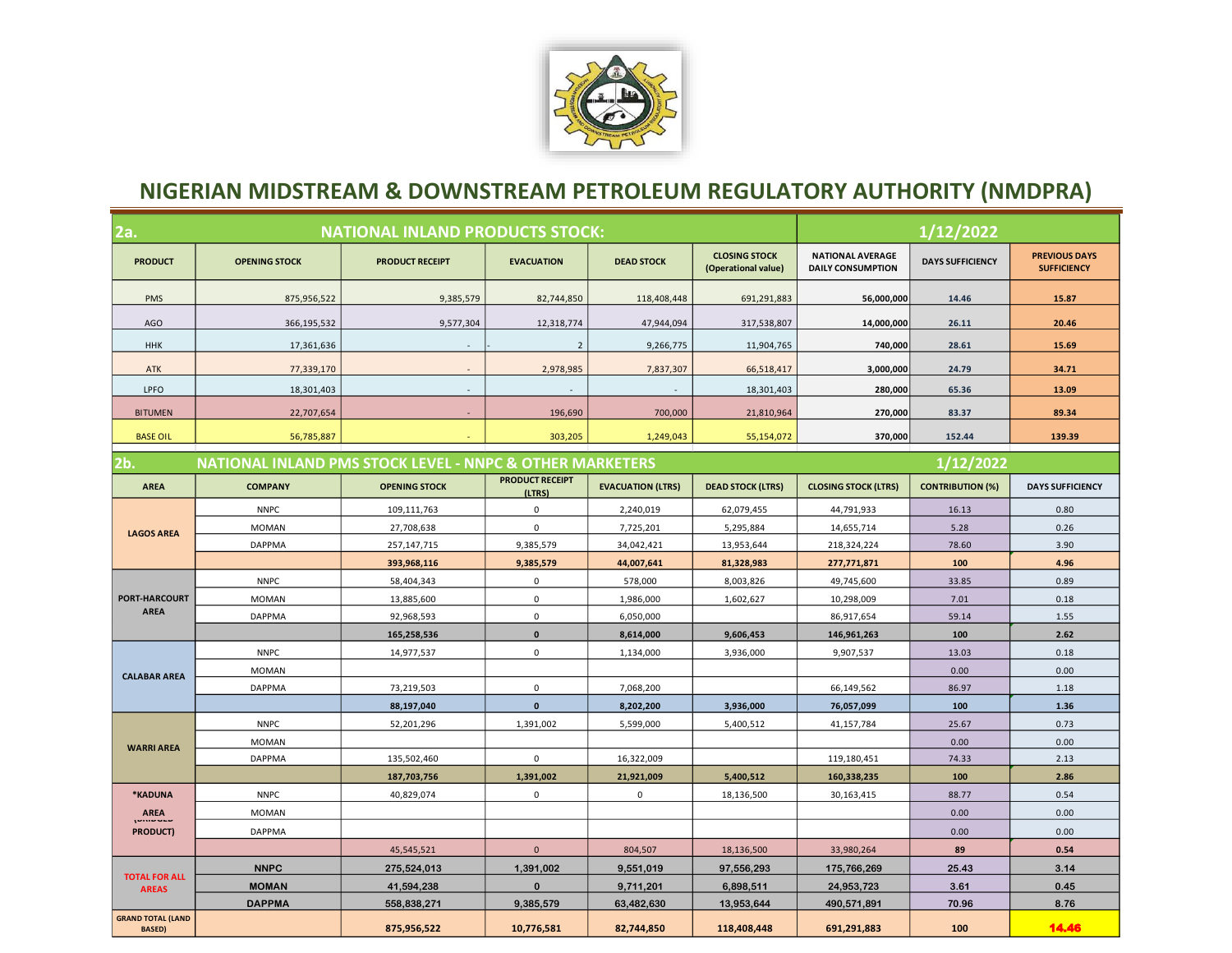# NIGERIAN MIDSTREAM & DOWNSTREAM PETROLEUM REGULATORY AUTHORITY (NMDPRA)

## 2a. NATIONAL INLAND PRODUCTS STOCK: 1/12/2022

| PRODUCT | OPENING STOCK | PRODUCT RECEIPT | EVACUATION | DEAD STOCK | CLOSING STOCK (Operational value) | NATIONAL AVERAGE DAILY CONSUMPTION | DAYS SUFFICIENCY | PREVIOUS DAYS SUFFICIENCY |
|---|---|---|---|---|---|---|---|---|
| PMS | 875,956,522 | 9,385,579 | 82,744,850 | 118,408,448 | 691,291,883 | 56,000,000 | 14.46 | 15.87 |
| AGO | 366,195,532 | 9,577,304 | 12,318,774 | 47,944,094 | 317,538,807 | 14,000,000 | 26.11 | 20.46 |
| HHK | 17,361,636 | - | - 2 | 9,266,775 | 11,904,765 | 740,000 | 28.61 | 15.69 |
| ATK | 77,339,170 | - | 2,978,985 | 7,837,307 | 66,518,417 | 3,000,000 | 24.79 | 34.71 |
| LPFO | 18,301,403 | - | - | - | 18,301,403 | 280,000 | 65.36 | 13.09 |
| BITUMEN | 22,707,654 | - | 196,690 | 700,000 | 21,810,964 | 270,000 | 83.37 | 89.34 |
| BASE OIL | 56,785,887 | - | 303,205 | 1,249,043 | 55,154,072 | 370,000 | 152.44 | 139.39 |

## 2b. NATIONAL INLAND PMS STOCK LEVEL - NNPC & OTHER MARKETERS 1/12/2022

| AREA | COMPANY | OPENING STOCK | PRODUCT RECEIPT (LTRS) | EVACUATION (LTRS) | DEAD STOCK (LTRS) | CLOSING STOCK (LTRS) | CONTRIBUTION (%) | DAYS SUFFICIENCY |
|---|---|---|---|---|---|---|---|---|
| LAGOS AREA | NNPC | 109,111,763 | 0 | 2,240,019 | 62,079,455 | 44,791,933 | 16.13 | 0.80 |
| | MOMAN | 27,708,638 | 0 | 7,725,201 | 5,295,884 | 14,655,714 | 5.28 | 0.26 |
| | DAPPMA | 257,147,715 | 9,385,579 | 34,042,421 | 13,953,644 | 218,324,224 | 78.60 | 3.90 |
| | | **393,968,116** | **9,385,579** | **44,007,641** | **81,328,983** | **277,771,871** | **100** | **4.96** |
| PORT-HARCOURT AREA | NNPC | 58,404,343 | 0 | 578,000 | 8,003,826 | 49,745,600 | 33.85 | 0.89 |
| | MOMAN | 13,885,600 | 0 | 1,986,000 | 1,602,627 | 10,298,009 | 7.01 | 0.18 |
| | DAPPMA | 92,968,593 | 0 | 6,050,000 | | 86,917,654 | 59.14 | 1.55 |
| | | **165,258,536** | **0** | **8,614,000** | **9,606,453** | **146,961,263** | **100** | **2.62** |
| CALABAR AREA | NNPC | 14,977,537 | 0 | 1,134,000 | 3,936,000 | 9,907,537 | 13.03 | 0.18 |
| | MOMAN | | | | | | 0.00 | 0.00 |
| | DAPPMA | 73,219,503 | 0 | 7,068,200 | | 66,149,562 | 86.97 | 1.18 |
| | | **88,197,040** | **0** | **8,202,200** | **3,936,000** | **76,057,099** | **100** | **1.36** |
| WARRI AREA | NNPC | 52,201,296 | 1,391,002 | 5,599,000 | 5,400,512 | 41,157,784 | 25.67 | 0.73 |
| | MOMAN | | | | | | 0.00 | 0.00 |
| | DAPPMA | 135,502,460 | 0 | 16,322,009 | | 119,180,451 | 74.33 | 2.13 |
| | | **187,703,756** | **1,391,002** | **21,921,009** | **5,400,512** | **160,338,235** | **100** | **2.86** |
| *KADUNA AREA (BRIDGED PRODUCT) | NNPC | 40,829,074 | 0 | 0 | 18,136,500 | 30,163,415 | 88.77 | 0.54 |
| | MOMAN | | | | | | 0.00 | 0.00 |
| | DAPPMA | | | | | | 0.00 | 0.00 |
| | | 45,545,521 | 0 | 804,507 | 18,136,500 | 33,980,264 | **89** | **0.54** |
| TOTAL FOR ALL AREAS | **NNPC** | **275,524,013** | **1,391,002** | **9,551,019** | **97,556,293** | **175,766,269** | **25.43** | **3.14** |
| | **MOMAN** | **41,594,238** | **0** | **9,711,201** | **6,898,511** | **24,953,723** | **3.61** | **0.45** |
| | **DAPPMA** | **558,838,271** | **9,385,579** | **63,482,630** | **13,953,644** | **490,571,891** | **70.96** | **8.76** |
| GRAND TOTAL (LAND BASED) | | **875,956,522** | **10,776,581** | **82,744,850** | **118,408,448** | **691,291,883** | **100** | **14.46** |